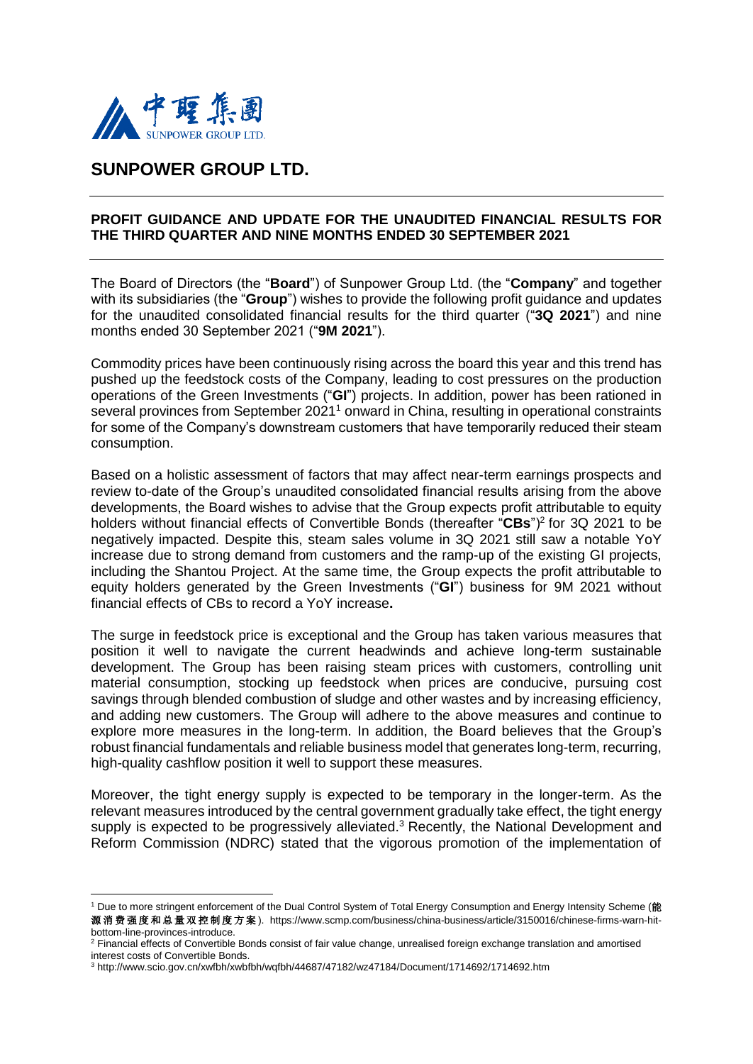# SUNPOWER GROUP LTD.

**PROFIT GUIDANCE AND UPDATE FOR THE UNAUDITED FINANCIAL RESULTS FOR THE THIRD QUARTER AND NINE MONTHS ENDED 30 SEPTEMBER 2021**

The Board of Directors (the "**Board**") of Sunpower Group Ltd. (the "**Company**" and together with its subsidiaries (the "**Group**") wishes to provide the following profit guidance and updates for the unaudited consolidated financial results for the third quarter ("**3Q 2021**") and nine months ended 30 September 2021 ("**9M 2021**").

Commodity prices have been continuously rising across the board this year and this trend has pushed up the feedstock costs of the Company, leading to cost pressures on the production operations of the Green Investments ("**GI**") projects. In addition, power has been rationed in several provinces from September 2021[1] onward in China, resulting in operational constraints for some of the Company's downstream customers that have temporarily reduced their steam consumption.

Based on a holistic assessment of factors that may affect near-term earnings prospects and review to-date of the Group's unaudited consolidated financial results arising from the above developments, the Board wishes to advise that the Group expects profit attributable to equity holders without financial effects of Convertible Bonds (thereafter "**CBs**")[2] for 3Q 2021 to be negatively impacted. Despite this, steam sales volume in 3Q 2021 still saw a notable YoY increase due to strong demand from customers and the ramp-up of the existing GI projects, including the Shantou Project. At the same time, the Group expects the profit attributable to equity holders generated by the Green Investments ("**GI**") business for 9M 2021 without financial effects of CBs to record a YoY increase**.**

The surge in feedstock price is exceptional and the Group has taken various measures that position it well to navigate the current headwinds and achieve long-term sustainable development. The Group has been raising steam prices with customers, controlling unit material consumption, stocking up feedstock when prices are conducive, pursuing cost savings through blended combustion of sludge and other wastes and by increasing efficiency, and adding new customers. The Group will adhere to the above measures and continue to explore more measures in the long-term. In addition, the Board believes that the Group's robust financial fundamentals and reliable business model that generates long-term, recurring, high-quality cashflow position it well to support these measures.

Moreover, the tight energy supply is expected to be temporary in the longer-term. As the relevant measures introduced by the central government gradually take effect, the tight energy supply is expected to be progressively alleviated.[3] Recently, the National Development and Reform Commission (NDRC) stated that the vigorous promotion of the implementation of

---

[1] Due to more stringent enforcement of the Dual Control System of Total Energy Consumption and Energy Intensity Scheme (能源消费强度和总量双控制度方案). https://www.scmp.com/business/china-business/article/3150016/chinese-firms-warn-hit-bottom-line-provinces-introduce.

[2] Financial effects of Convertible Bonds consist of fair value change, unrealised foreign exchange translation and amortised interest costs of Convertible Bonds.

[3] http://www.scio.gov.cn/xwfbh/xwbfbh/wqfbh/44687/47182/wz47184/Document/1714692/1714692.htm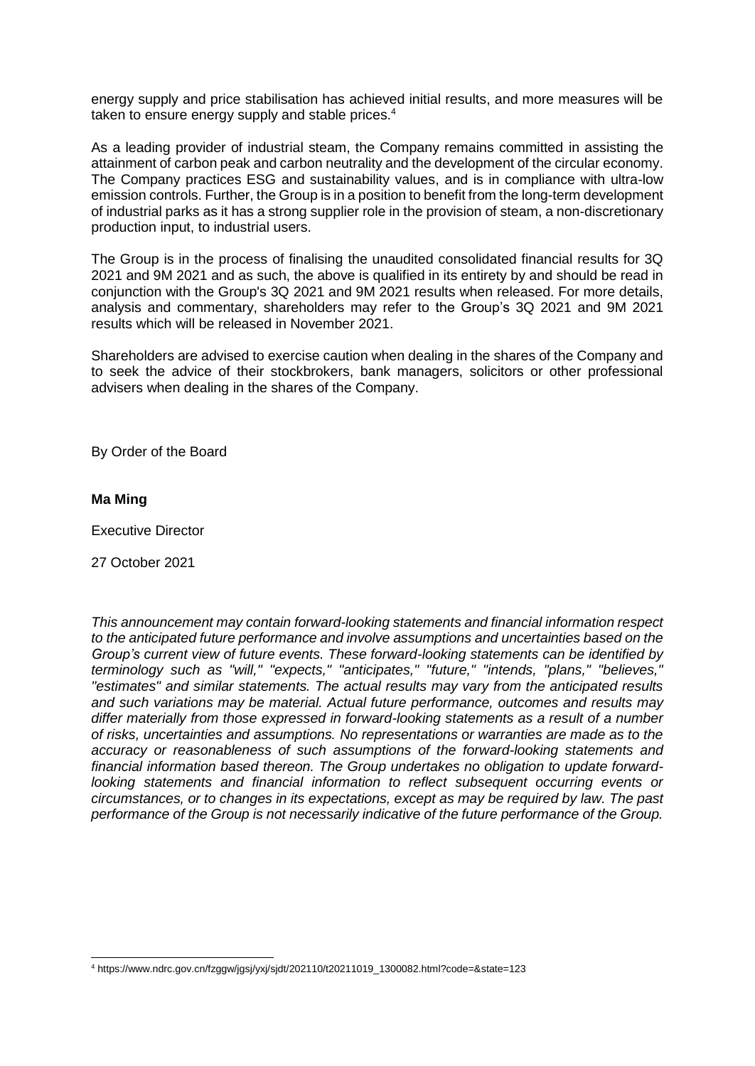energy supply and price stabilisation has achieved initial results, and more measures will be taken to ensure energy supply and stable prices.[4]

As a leading provider of industrial steam, the Company remains committed in assisting the attainment of carbon peak and carbon neutrality and the development of the circular economy. The Company practices ESG and sustainability values, and is in compliance with ultra-low emission controls. Further, the Group is in a position to benefit from the long-term development of industrial parks as it has a strong supplier role in the provision of steam, a non-discretionary production input, to industrial users.

The Group is in the process of finalising the unaudited consolidated financial results for 3Q 2021 and 9M 2021 and as such, the above is qualified in its entirety by and should be read in conjunction with the Group's 3Q 2021 and 9M 2021 results when released. For more details, analysis and commentary, shareholders may refer to the Group's 3Q 2021 and 9M 2021 results which will be released in November 2021.

Shareholders are advised to exercise caution when dealing in the shares of the Company and to seek the advice of their stockbrokers, bank managers, solicitors or other professional advisers when dealing in the shares of the Company.

By Order of the Board

**Ma Ming**

Executive Director

27 October 2021

*This announcement may contain forward-looking statements and financial information respect to the anticipated future performance and involve assumptions and uncertainties based on the Group's current view of future events. These forward-looking statements can be identified by terminology such as "will," "expects," "anticipates," "future," "intends, "plans," "believes," "estimates" and similar statements. The actual results may vary from the anticipated results and such variations may be material. Actual future performance, outcomes and results may differ materially from those expressed in forward-looking statements as a result of a number of risks, uncertainties and assumptions. No representations or warranties are made as to the accuracy or reasonableness of such assumptions of the forward-looking statements and financial information based thereon. The Group undertakes no obligation to update forward-looking statements and financial information to reflect subsequent occurring events or circumstances, or to changes in its expectations, except as may be required by law. The past performance of the Group is not necessarily indicative of the future performance of the Group.*

[4] https://www.ndrc.gov.cn/fzggw/jgsj/yxj/sjdt/202110/t20211019_1300082.html?code=&state=123